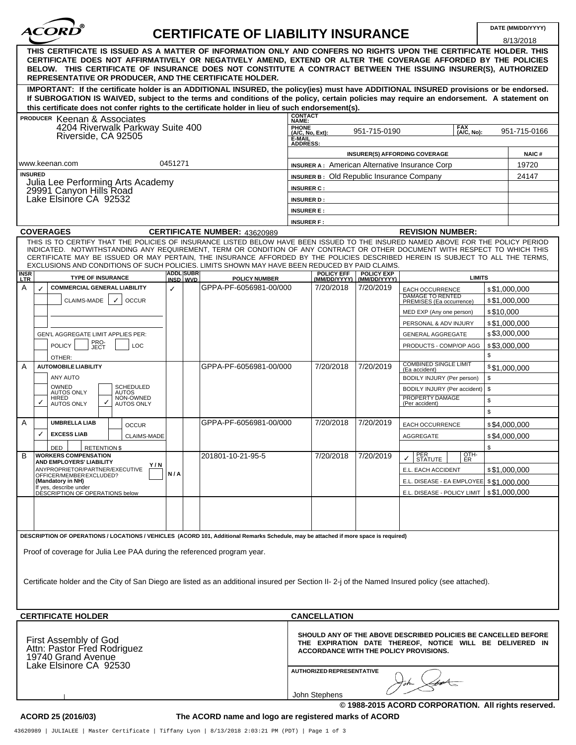# ACORD® CERTIFICATE OF LIABILITY INSURANCE

DATE (MM/DD/YYYY): 8/13/2018

**THIS CERTIFICATE IS ISSUED AS A MATTER OF INFORMATION ONLY AND CONFERS NO RIGHTS UPON THE CERTIFICATE HOLDER. THIS CERTIFICATE DOES NOT AFFIRMATIVELY OR NEGATIVELY AMEND, EXTEND OR ALTER THE COVERAGE AFFORDED BY THE POLICIES BELOW. THIS CERTIFICATE OF INSURANCE DOES NOT CONSTITUTE A CONTRACT BETWEEN THE ISSUING INSURER(S), AUTHORIZED REPRESENTATIVE OR PRODUCER, AND THE CERTIFICATE HOLDER.**

**IMPORTANT: If the certificate holder is an ADDITIONAL INSURED, the policy(ies) must have ADDITIONAL INSURED provisions or be endorsed. If SUBROGATION IS WAIVED, subject to the terms and conditions of the policy, certain policies may require an endorsement. A statement on this certificate does not confer rights to the certificate holder in lieu of such endorsement(s).**

**PRODUCER**
Keenan & Associates
4204 Riverwalk Parkway Suite 400
Riverside, CA 92505
www.keenan.com 0451271

**CONTACT NAME:**
**PHONE (A/C, No, Ext):** 951-715-0190 **FAX (A/C, No):** 951-715-0166
**E-MAIL ADDRESS:**

| INSURER(S) AFFORDING COVERAGE | NAIC # |
|---|---|
| INSURER A : American Alternative Insurance Corp | 19720 |
| INSURER B : Old Republic Insurance Company | 24147 |
| INSURER C : | |
| INSURER D : | |
| INSURER E : | |
| INSURER F : | |

**INSURED**
Julia Lee Performing Arts Academy
29991 Canyon Hills Road
Lake Elsinore CA 92532

**COVERAGES** **CERTIFICATE NUMBER:** 43620989 **REVISION NUMBER:**

THIS IS TO CERTIFY THAT THE POLICIES OF INSURANCE LISTED BELOW HAVE BEEN ISSUED TO THE INSURED NAMED ABOVE FOR THE POLICY PERIOD INDICATED. NOTWITHSTANDING ANY REQUIREMENT, TERM OR CONDITION OF ANY CONTRACT OR OTHER DOCUMENT WITH RESPECT TO WHICH THIS CERTIFICATE MAY BE ISSUED OR MAY PERTAIN, THE INSURANCE AFFORDED BY THE POLICIES DESCRIBED HEREIN IS SUBJECT TO ALL THE TERMS, EXCLUSIONS AND CONDITIONS OF SUCH POLICIES. LIMITS SHOWN MAY HAVE BEEN REDUCED BY PAID CLAIMS.

| INSR LTR | TYPE OF INSURANCE | ADDL INSD | SUBR WVD | POLICY NUMBER | POLICY EFF (MM/DD/YYYY) | POLICY EXP (MM/DD/YYYY) | LIMITS | |
|---|---|---|---|---|---|---|---|---|
| A | ✓ COMMERCIAL GENERAL LIABILITY | ✓ | | GPPA-PF-6056981-00/000 | 7/20/2018 | 7/20/2019 | EACH OCCURRENCE | $ $1,000,000 |
| | CLAIMS-MADE ✓ OCCUR | | | | | | DAMAGE TO RENTED PREMISES (Ea occurrence) | $ $1,000,000 |
| | | | | | | | MED EXP (Any one person) | $ $10,000 |
| | | | | | | | PERSONAL & ADV INJURY | $ $1,000,000 |
| | GEN'L AGGREGATE LIMIT APPLIES PER: | | | | | | GENERAL AGGREGATE | $ $3,000,000 |
| | POLICY / PRO-JECT / LOC | | | | | | PRODUCTS - COMP/OP AGG | $ $3,000,000 |
| | OTHER: | | | | | | | $ |
| A | AUTOMOBILE LIABILITY | | | GPPA-PF-6056981-00/000 | 7/20/2018 | 7/20/2019 | COMBINED SINGLE LIMIT (Ea accident) | $ $1,000,000 |
| | ANY AUTO | | | | | | BODILY INJURY (Per person) | $ |
| | OWNED AUTOS ONLY / SCHEDULED AUTOS | | | | | | BODILY INJURY (Per accident) | $ |
| | ✓ HIRED AUTOS ONLY / ✓ NON-OWNED AUTOS ONLY | | | | | | PROPERTY DAMAGE (Per accident) | $ |
| | | | | | | | | $ |
| A | UMBRELLA LIAB / OCCUR | | | GPPA-PF-6056981-00/000 | 7/20/2018 | 7/20/2019 | EACH OCCURRENCE | $ $4,000,000 |
| | ✓ EXCESS LIAB / CLAIMS-MADE | | | | | | AGGREGATE | $ $4,000,000 |
| | DED / RETENTION $ | | | | | | | $ |
| B | WORKERS COMPENSATION AND EMPLOYERS' LIABILITY Y/N | | | 201801-10-21-95-5 | 7/20/2018 | 7/20/2019 | ✓ PER STATUTE / OTH-ER | |
| | ANY PROPRIETOR/PARTNER/EXECUTIVE OFFICER/MEMBER EXCLUDED? (Mandatory in NH) | N/A | | | | | E.L. EACH ACCIDENT | $ $1,000,000 |
| | If yes, describe under DESCRIPTION OF OPERATIONS below | | | | | | E.L. DISEASE - EA EMPLOYEE | $ $1,000,000 |
| | | | | | | | E.L. DISEASE - POLICY LIMIT | $ $1,000,000 |

**DESCRIPTION OF OPERATIONS / LOCATIONS / VEHICLES (ACORD 101, Additional Remarks Schedule, may be attached if more space is required)**

Proof of coverage for Julia Lee PAA during the referenced program year.

Certificate holder and the City of San Diego are listed as an additional insured per Section II- 2-j of the Named Insured policy (see attached).

**CERTIFICATE HOLDER**

First Assembly of God
Attn: Pastor Fred Rodriguez
19740 Grand Avenue
Lake Elsinore CA 92530

**CANCELLATION**

**SHOULD ANY OF THE ABOVE DESCRIBED POLICIES BE CANCELLED BEFORE THE EXPIRATION DATE THEREOF, NOTICE WILL BE DELIVERED IN ACCORDANCE WITH THE POLICY PROVISIONS.**

**AUTHORIZED REPRESENTATIVE**
John Stephens

© 1988-2015 ACORD CORPORATION. All rights reserved.

ACORD 25 (2016/03) The ACORD name and logo are registered marks of ACORD

43620989 | JULIALEE | Master Certificate | Tiffany Lyon | 8/13/2018 2:03:21 PM (PDT)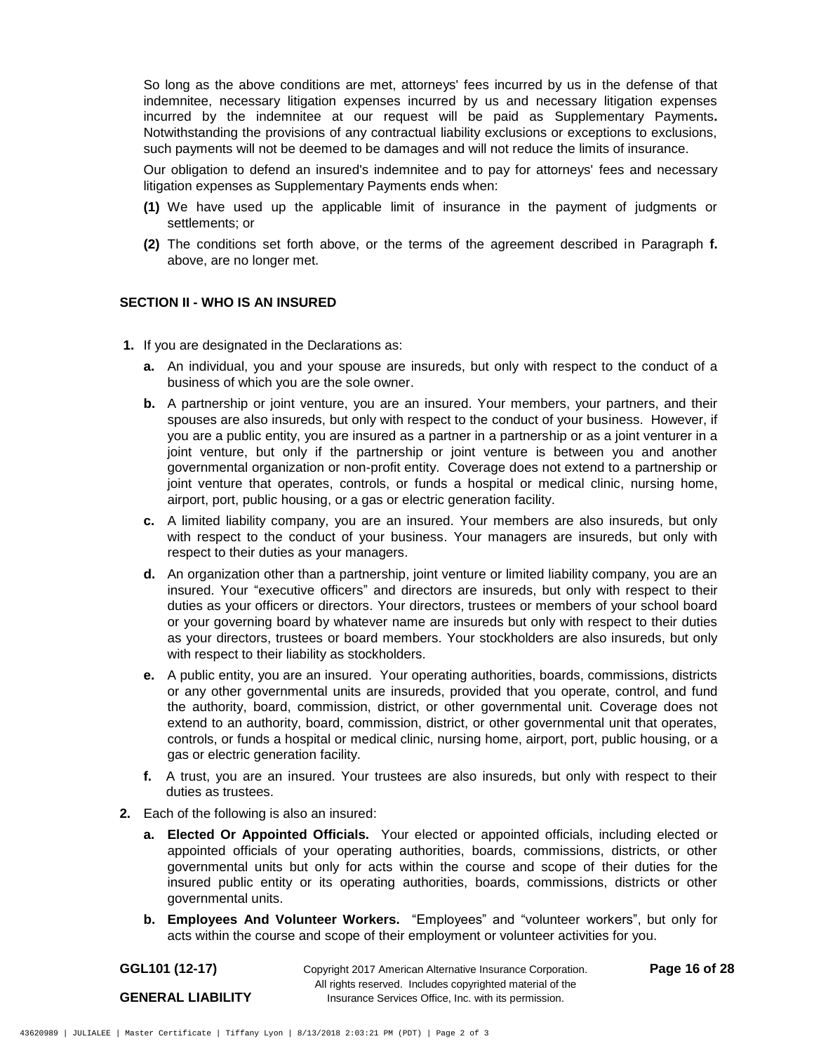So long as the above conditions are met, attorneys' fees incurred by us in the defense of that indemnitee, necessary litigation expenses incurred by us and necessary litigation expenses incurred by the indemnitee at our request will be paid as Supplementary Payments**.** Notwithstanding the provisions of any contractual liability exclusions or exceptions to exclusions, such payments will not be deemed to be damages and will not reduce the limits of insurance.

Our obligation to defend an insured's indemnitee and to pay for attorneys' fees and necessary litigation expenses as Supplementary Payments ends when:

**(1)** We have used up the applicable limit of insurance in the payment of judgments or settlements; or

**(2)** The conditions set forth above, or the terms of the agreement described in Paragraph **f.** above, are no longer met.

## SECTION II - WHO IS AN INSURED

**1.** If you are designated in the Declarations as:

**a.** An individual, you and your spouse are insureds, but only with respect to the conduct of a business of which you are the sole owner.

**b.** A partnership or joint venture, you are an insured. Your members, your partners, and their spouses are also insureds, but only with respect to the conduct of your business. However, if you are a public entity, you are insured as a partner in a partnership or as a joint venturer in a joint venture, but only if the partnership or joint venture is between you and another governmental organization or non-profit entity. Coverage does not extend to a partnership or joint venture that operates, controls, or funds a hospital or medical clinic, nursing home, airport, port, public housing, or a gas or electric generation facility.

**c.** A limited liability company, you are an insured. Your members are also insureds, but only with respect to the conduct of your business. Your managers are insureds, but only with respect to their duties as your managers.

**d.** An organization other than a partnership, joint venture or limited liability company, you are an insured. Your "executive officers" and directors are insureds, but only with respect to their duties as your officers or directors. Your directors, trustees or members of your school board or your governing board by whatever name are insureds but only with respect to their duties as your directors, trustees or board members. Your stockholders are also insureds, but only with respect to their liability as stockholders.

**e.** A public entity, you are an insured. Your operating authorities, boards, commissions, districts or any other governmental units are insureds, provided that you operate, control, and fund the authority, board, commission, district, or other governmental unit. Coverage does not extend to an authority, board, commission, district, or other governmental unit that operates, controls, or funds a hospital or medical clinic, nursing home, airport, port, public housing, or a gas or electric generation facility.

**f.** A trust, you are an insured. Your trustees are also insureds, but only with respect to their duties as trustees.

**2.** Each of the following is also an insured:

**a. Elected Or Appointed Officials.** Your elected or appointed officials, including elected or appointed officials of your operating authorities, boards, commissions, districts, or other governmental units but only for acts within the course and scope of their duties for the insured public entity or its operating authorities, boards, commissions, districts or other governmental units.

**b. Employees And Volunteer Workers.** "Employees" and "volunteer workers", but only for acts within the course and scope of their employment or volunteer activities for you.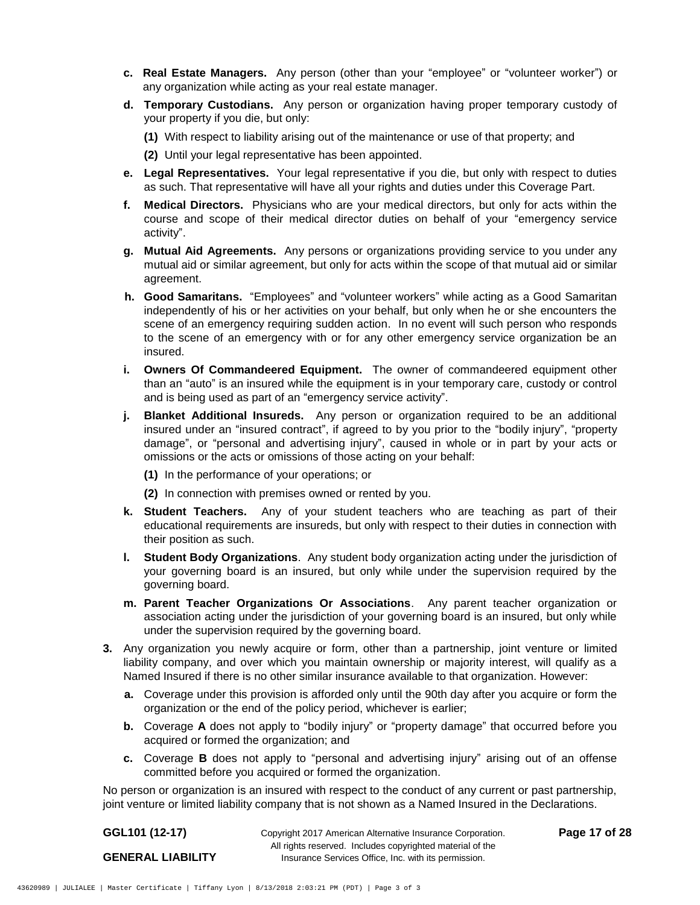c. **Real Estate Managers.** Any person (other than your "employee" or "volunteer worker") or any organization while acting as your real estate manager.

d. **Temporary Custodians.** Any person or organization having proper temporary custody of your property if you die, but only:

   **(1)** With respect to liability arising out of the maintenance or use of that property; and

   **(2)** Until your legal representative has been appointed.

e. **Legal Representatives.** Your legal representative if you die, but only with respect to duties as such. That representative will have all your rights and duties under this Coverage Part.

f. **Medical Directors.** Physicians who are your medical directors, but only for acts within the course and scope of their medical director duties on behalf of your "emergency service activity".

g. **Mutual Aid Agreements.** Any persons or organizations providing service to you under any mutual aid or similar agreement, but only for acts within the scope of that mutual aid or similar agreement.

h. **Good Samaritans.** "Employees" and "volunteer workers" while acting as a Good Samaritan independently of his or her activities on your behalf, but only when he or she encounters the scene of an emergency requiring sudden action. In no event will such person who responds to the scene of an emergency with or for any other emergency service organization be an insured.

i. **Owners Of Commandeered Equipment.** The owner of commandeered equipment other than an "auto" is an insured while the equipment is in your temporary care, custody or control and is being used as part of an "emergency service activity".

j. **Blanket Additional Insureds.** Any person or organization required to be an additional insured under an "insured contract", if agreed to by you prior to the "bodily injury", "property damage", or "personal and advertising injury", caused in whole or in part by your acts or omissions or the acts or omissions of those acting on your behalf:

   **(1)** In the performance of your operations; or

   **(2)** In connection with premises owned or rented by you.

k. **Student Teachers.** Any of your student teachers who are teaching as part of their educational requirements are insureds, but only with respect to their duties in connection with their position as such.

l. **Student Body Organizations**. Any student body organization acting under the jurisdiction of your governing board is an insured, but only while under the supervision required by the governing board.

m. **Parent Teacher Organizations Or Associations**. Any parent teacher organization or association acting under the jurisdiction of your governing board is an insured, but only while under the supervision required by the governing board.

**3.** Any organization you newly acquire or form, other than a partnership, joint venture or limited liability company, and over which you maintain ownership or majority interest, will qualify as a Named Insured if there is no other similar insurance available to that organization. However:

   **a.** Coverage under this provision is afforded only until the 90th day after you acquire or form the organization or the end of the policy period, whichever is earlier;

   **b.** Coverage **A** does not apply to "bodily injury" or "property damage" that occurred before you acquired or formed the organization; and

   **c.** Coverage **B** does not apply to "personal and advertising injury" arising out of an offense committed before you acquired or formed the organization.

No person or organization is an insured with respect to the conduct of any current or past partnership, joint venture or limited liability company that is not shown as a Named Insured in the Declarations.